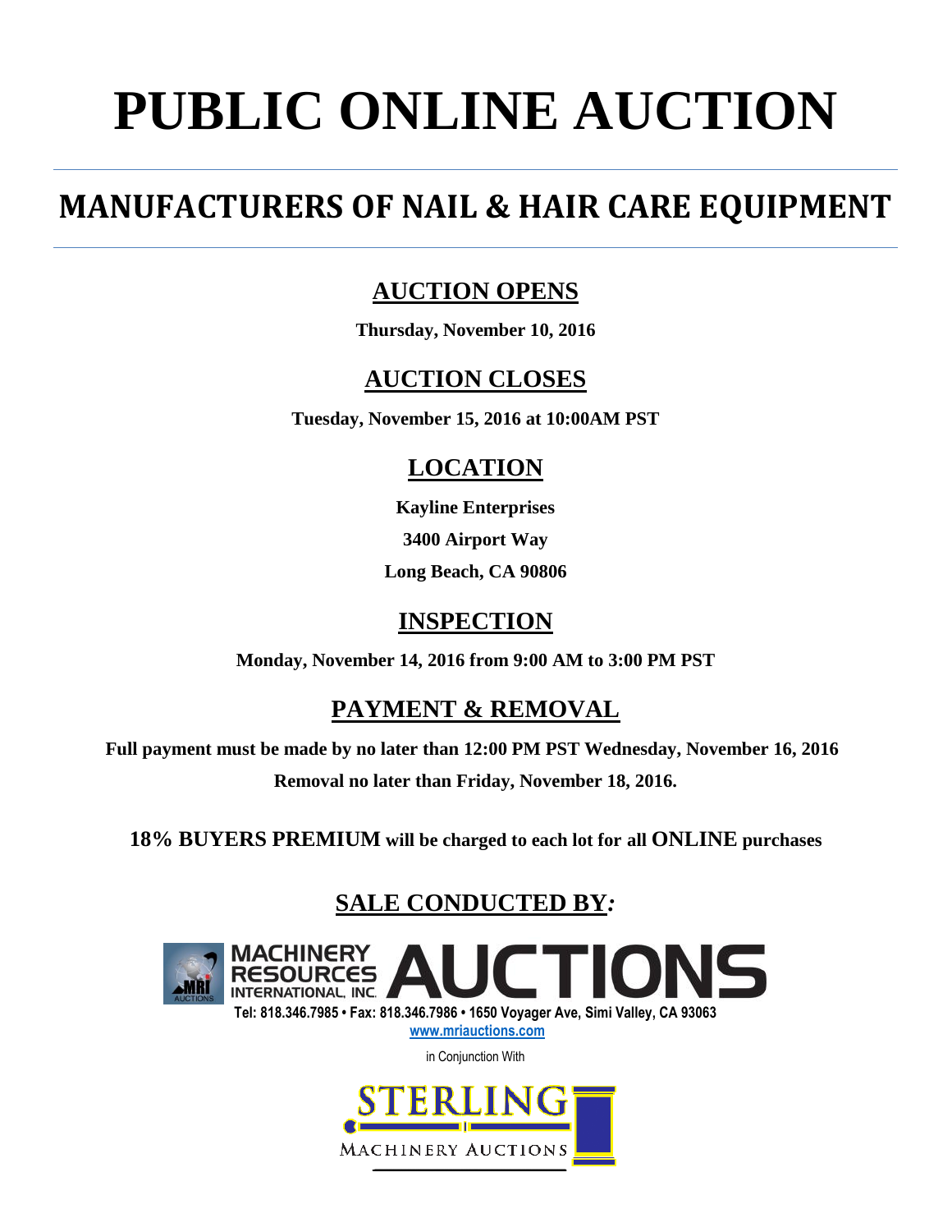# PUBLIC ONLINE AUCTION

## MANUFACTURERS OF NAIL & HAIR CARE EQUIPMENT

### AUCTION OPENS

**Thursday, November 10, 2016**

### AUCTION CLOSES

**Tuesday, November 15, 2016 at 10:00AM PST**

### LOCATION

**Kayline Enterprises**

**3400 Airport Way**

**Long Beach, CA 90806**

### INSPECTION

**Monday, November 14, 2016 from 9:00 AM to 3:00 PM PST**

### PAYMENT & REMOVAL

**Full payment must be made by no later than 12:00 PM PST Wednesday, November 16, 2016**

**Removal no later than Friday, November 18, 2016.**

**18% BUYERS PREMIUM will be charged to each lot for all ONLINE purchases**

### SALE CONDUCTED BY*:*

MACHINERY RESOURCES INTERNATIONAL, INC. AUCTIONS

Tel: 818.346.7985 • Fax: 818.346.7986 • 1650 Voyager Ave, Simi Valley, CA 93063

www.mriauctions.com

in Conjunction With

STERLING MACHINERY AUCTIONS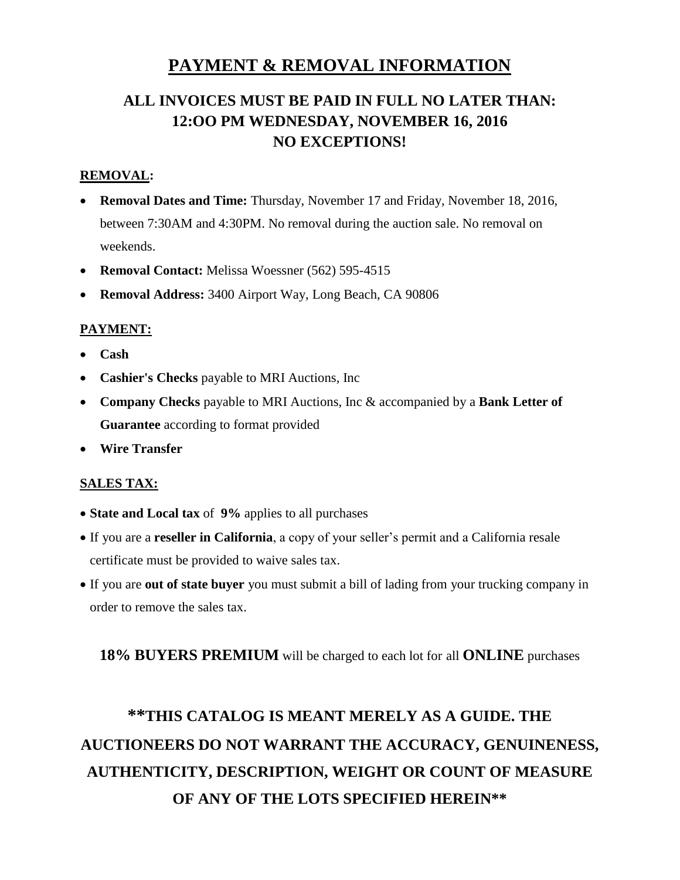# PAYMENT & REMOVAL INFORMATION

## ALL INVOICES MUST BE PAID IN FULL NO LATER THAN: 12:OO PM WEDNESDAY, NOVEMBER 16, 2016 NO EXCEPTIONS!

**REMOVAL:**

- **Removal Dates and Time:** Thursday, November 17 and Friday, November 18, 2016, between 7:30AM and 4:30PM. No removal during the auction sale. No removal on weekends.
- **Removal Contact:** Melissa Woessner (562) 595-4515
- **Removal Address:** 3400 Airport Way, Long Beach, CA 90806

**PAYMENT:**

- **Cash**
- **Cashier's Checks** payable to MRI Auctions, Inc
- **Company Checks** payable to MRI Auctions, Inc & accompanied by a **Bank Letter of Guarantee** according to format provided
- **Wire Transfer**

**SALES TAX:**

- **State and Local tax** of **9%** applies to all purchases
- If you are a **reseller in California**, a copy of your seller's permit and a California resale certificate must be provided to waive sales tax.
- If you are **out of state buyer** you must submit a bill of lading from your trucking company in order to remove the sales tax.

**18% BUYERS PREMIUM** will be charged to each lot for all **ONLINE** purchases

## **THIS CATALOG IS MEANT MERELY AS A GUIDE. THE AUCTIONEERS DO NOT WARRANT THE ACCURACY, GENUINENESS, AUTHENTICITY, DESCRIPTION, WEIGHT OR COUNT OF MEASURE OF ANY OF THE LOTS SPECIFIED HEREIN**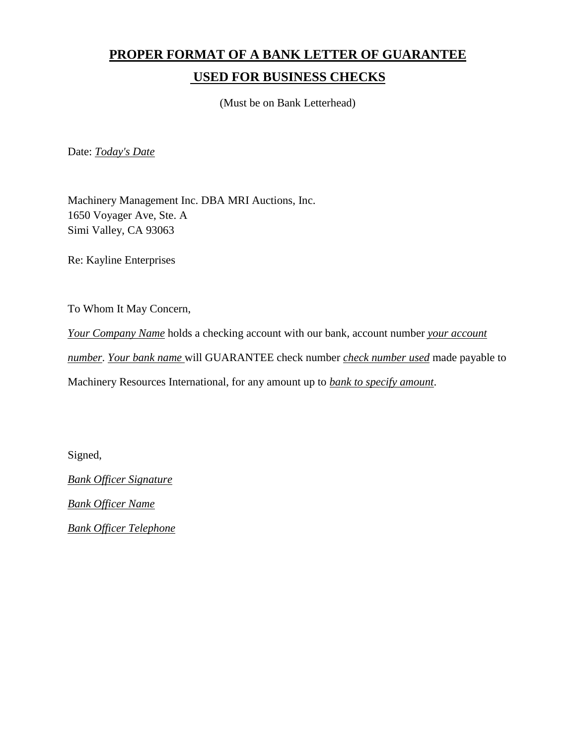# PROPER FORMAT OF A BANK LETTER OF GUARANTEE USED FOR BUSINESS CHECKS

(Must be on Bank Letterhead)

Date: <u>*Today's Date*</u>

Machinery Management Inc. DBA MRI Auctions, Inc.
1650 Voyager Ave, Ste. A
Simi Valley, CA 93063

Re: Kayline Enterprises

To Whom It May Concern,

<u>*Your Company Name*</u> holds a checking account with our bank, account number <u>*your account number*</u>. <u>*Your bank name*</u> will GUARANTEE check number <u>*check number used*</u> made payable to Machinery Resources International, for any amount up to <u>*bank to specify amount*</u>.

Signed,

<u>*Bank Officer Signature*</u>

<u>*Bank Officer Name*</u>

<u>*Bank Officer Telephone*</u>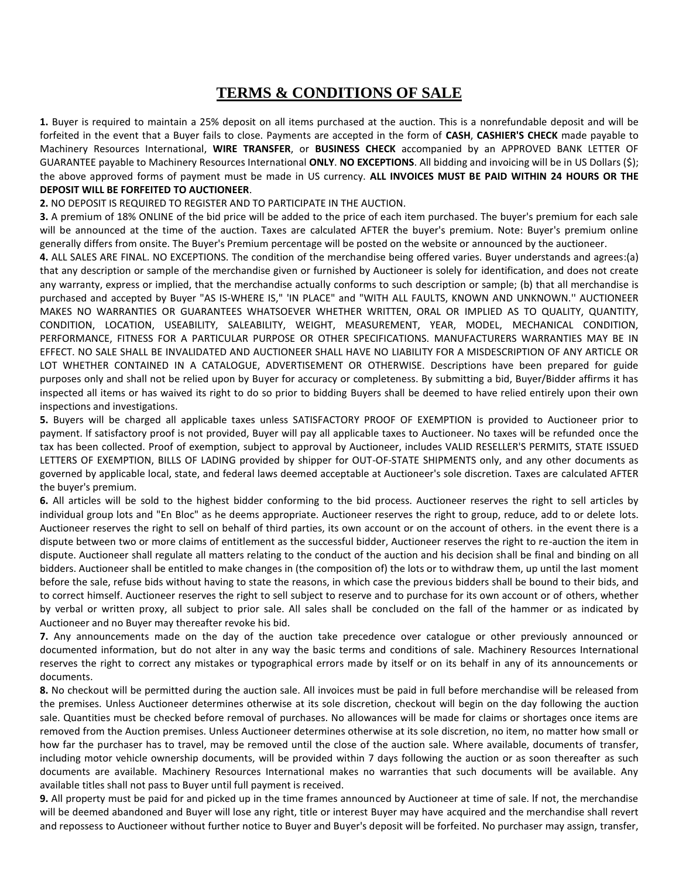# TERMS & CONDITIONS OF SALE

**1.** Buyer is required to maintain a 25% deposit on all items purchased at the auction. This is a nonrefundable deposit and will be forfeited in the event that a Buyer fails to close. Payments are accepted in the form of **CASH**, **CASHIER'S CHECK** made payable to Machinery Resources International, **WIRE TRANSFER**, or **BUSINESS CHECK** accompanied by an APPROVED BANK LETTER OF GUARANTEE payable to Machinery Resources International **ONLY**. **NO EXCEPTIONS**. All bidding and invoicing will be in US Dollars ($); the above approved forms of payment must be made in US currency. **ALL INVOICES MUST BE PAID WITHIN 24 HOURS OR THE DEPOSIT WILL BE FORFEITED TO AUCTIONEER**.

**2.** NO DEPOSIT IS REQUIRED TO REGISTER AND TO PARTICIPATE IN THE AUCTION.

**3.** A premium of 18% ONLINE of the bid price will be added to the price of each item purchased. The buyer's premium for each sale will be announced at the time of the auction. Taxes are calculated AFTER the buyer's premium. Note: Buyer's premium online generally differs from onsite. The Buyer's Premium percentage will be posted on the website or announced by the auctioneer.

**4.** ALL SALES ARE FINAL. NO EXCEPTIONS. The condition of the merchandise being offered varies. Buyer understands and agrees:(a) that any description or sample of the merchandise given or furnished by Auctioneer is solely for identification, and does not create any warranty, express or implied, that the merchandise actually conforms to such description or sample; (b) that all merchandise is purchased and accepted by Buyer "AS IS-WHERE IS," 'IN PLACE" and "WITH ALL FAULTS, KNOWN AND UNKNOWN.'' AUCTIONEER MAKES NO WARRANTIES OR GUARANTEES WHATSOEVER WHETHER WRITTEN, ORAL OR IMPLIED AS TO QUALITY, QUANTITY, CONDITION, LOCATION, USEABILITY, SALEABILITY, WEIGHT, MEASUREMENT, YEAR, MODEL, MECHANICAL CONDITION, PERFORMANCE, FITNESS FOR A PARTICULAR PURPOSE OR OTHER SPECIFICATIONS. MANUFACTURERS WARRANTIES MAY BE IN EFFECT. NO SALE SHALL BE INVALIDATED AND AUCTIONEER SHALL HAVE NO LIABILITY FOR A MISDESCRIPTION OF ANY ARTICLE OR LOT WHETHER CONTAINED IN A CATALOGUE, ADVERTISEMENT OR OTHERWISE. Descriptions have been prepared for guide purposes only and shall not be relied upon by Buyer for accuracy or completeness. By submitting a bid, Buyer/Bidder affirms it has inspected all items or has waived its right to do so prior to bidding Buyers shall be deemed to have relied entirely upon their own inspections and investigations.

**5.** Buyers will be charged all applicable taxes unless SATISFACTORY PROOF OF EXEMPTION is provided to Auctioneer prior to payment. lf satisfactory proof is not provided, Buyer will pay all applicable taxes to Auctioneer. No taxes will be refunded once the tax has been collected. Proof of exemption, subject to approval by Auctioneer, includes VALID RESELLER'S PERMITS, STATE ISSUED LETTERS OF EXEMPTION, BILLS OF LADING provided by shipper for OUT-OF-STATE SHIPMENTS only, and any other documents as governed by applicable local, state, and federal laws deemed acceptable at Auctioneer's sole discretion. Taxes are calculated AFTER the buyer's premium.

**6.** All articles will be sold to the highest bidder conforming to the bid process. Auctioneer reserves the right to sell articles by individual group lots and "En Bloc" as he deems appropriate. Auctioneer reserves the right to group, reduce, add to or delete lots. Auctioneer reserves the right to sell on behalf of third parties, its own account or on the account of others. in the event there is a dispute between two or more claims of entitlement as the successful bidder, Auctioneer reserves the right to re-auction the item in dispute. Auctioneer shall regulate all matters relating to the conduct of the auction and his decision shall be final and binding on all bidders. Auctioneer shall be entitled to make changes in (the composition of) the lots or to withdraw them, up until the last moment before the sale, refuse bids without having to state the reasons, in which case the previous bidders shall be bound to their bids, and to correct himself. Auctioneer reserves the right to sell subject to reserve and to purchase for its own account or of others, whether by verbal or written proxy, all subject to prior sale. All sales shall be concluded on the fall of the hammer or as indicated by Auctioneer and no Buyer may thereafter revoke his bid.

**7.** Any announcements made on the day of the auction take precedence over catalogue or other previously announced or documented information, but do not alter in any way the basic terms and conditions of sale. Machinery Resources International reserves the right to correct any mistakes or typographical errors made by itself or on its behalf in any of its announcements or documents.

**8.** No checkout will be permitted during the auction sale. All invoices must be paid in full before merchandise will be released from the premises. Unless Auctioneer determines otherwise at its sole discretion, checkout will begin on the day following the auction sale. Quantities must be checked before removal of purchases. No allowances will be made for claims or shortages once items are removed from the Auction premises. Unless Auctioneer determines otherwise at its sole discretion, no item, no matter how small or how far the purchaser has to travel, may be removed until the close of the auction sale. Where available, documents of transfer, including motor vehicle ownership documents, will be provided within 7 days following the auction or as soon thereafter as such documents are available. Machinery Resources International makes no warranties that such documents will be available. Any available titles shall not pass to Buyer until full payment is received.

**9.** All property must be paid for and picked up in the time frames announced by Auctioneer at time of sale. lf not, the merchandise will be deemed abandoned and Buyer will lose any right, title or interest Buyer may have acquired and the merchandise shall revert and repossess to Auctioneer without further notice to Buyer and Buyer's deposit will be forfeited. No purchaser may assign, transfer,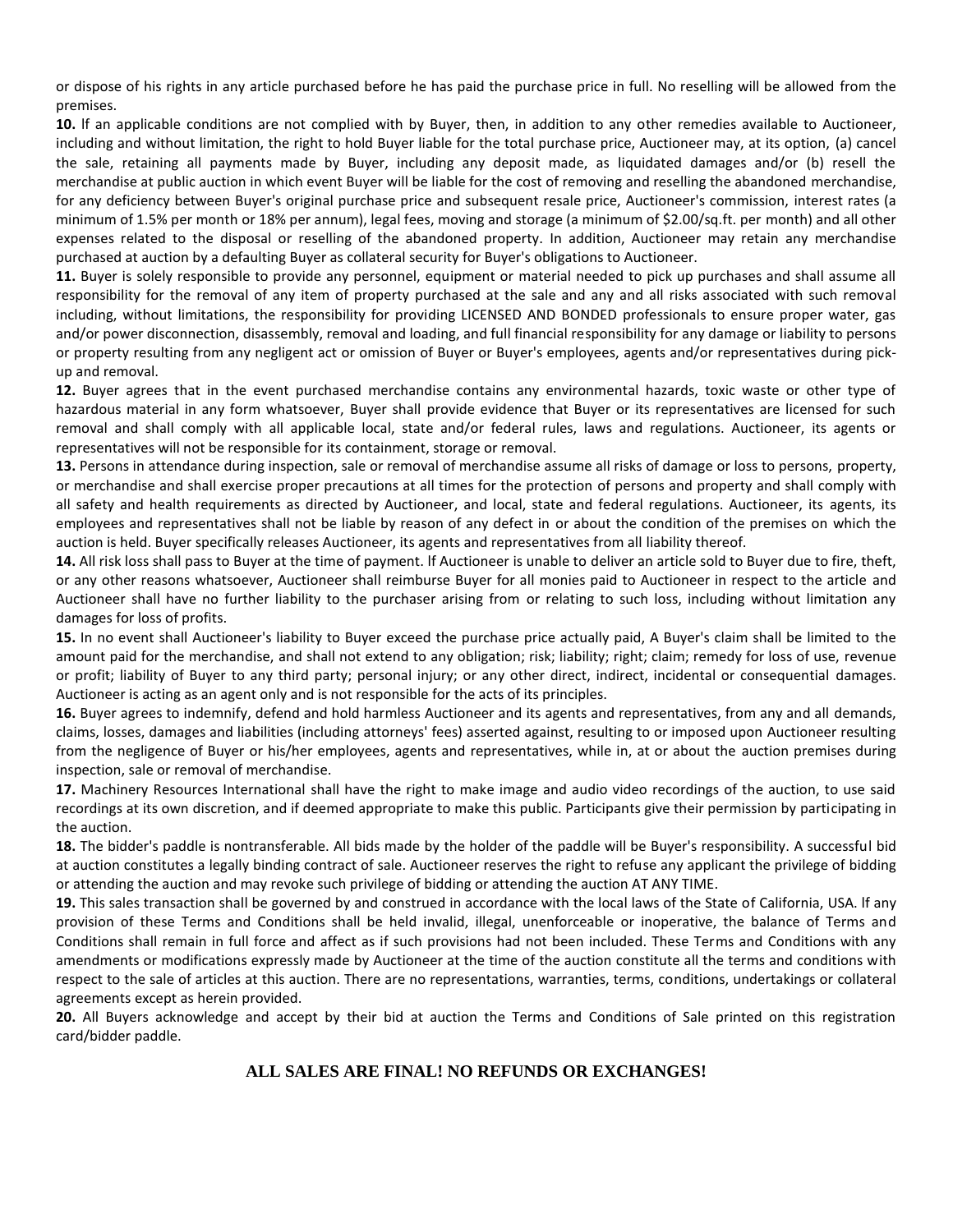or dispose of his rights in any article purchased before he has paid the purchase price in full. No reselling will be allowed from the premises.

**10.** lf an applicable conditions are not complied with by Buyer, then, in addition to any other remedies available to Auctioneer, including and without limitation, the right to hold Buyer liable for the total purchase price, Auctioneer may, at its option, (a) cancel the sale, retaining all payments made by Buyer, including any deposit made, as liquidated damages and/or (b) resell the merchandise at public auction in which event Buyer will be liable for the cost of removing and reselling the abandoned merchandise, for any deficiency between Buyer's original purchase price and subsequent resale price, Auctioneer's commission, interest rates (a minimum of 1.5% per month or 18% per annum), legal fees, moving and storage (a minimum of $2.00/sq.ft. per month) and all other expenses related to the disposal or reselling of the abandoned property. In addition, Auctioneer may retain any merchandise purchased at auction by a defaulting Buyer as collateral security for Buyer's obligations to Auctioneer.

**11.** Buyer is solely responsible to provide any personnel, equipment or material needed to pick up purchases and shall assume all responsibility for the removal of any item of property purchased at the sale and any and all risks associated with such removal including, without limitations, the responsibility for providing LICENSED AND BONDED professionals to ensure proper water, gas and/or power disconnection, disassembly, removal and loading, and full financial responsibility for any damage or liability to persons or property resulting from any negligent act or omission of Buyer or Buyer's employees, agents and/or representatives during pick-up and removal.

**12.** Buyer agrees that in the event purchased merchandise contains any environmental hazards, toxic waste or other type of hazardous material in any form whatsoever, Buyer shall provide evidence that Buyer or its representatives are licensed for such removal and shall comply with all applicable local, state and/or federal rules, laws and regulations. Auctioneer, its agents or representatives will not be responsible for its containment, storage or removal.

**13.** Persons in attendance during inspection, sale or removal of merchandise assume all risks of damage or loss to persons, property, or merchandise and shall exercise proper precautions at all times for the protection of persons and property and shall comply with all safety and health requirements as directed by Auctioneer, and local, state and federal regulations. Auctioneer, its agents, its employees and representatives shall not be liable by reason of any defect in or about the condition of the premises on which the auction is held. Buyer specifically releases Auctioneer, its agents and representatives from all liability thereof.

**14.** All risk loss shall pass to Buyer at the time of payment. lf Auctioneer is unable to deliver an article sold to Buyer due to fire, theft, or any other reasons whatsoever, Auctioneer shall reimburse Buyer for all monies paid to Auctioneer in respect to the article and Auctioneer shall have no further liability to the purchaser arising from or relating to such loss, including without limitation any damages for loss of profits.

**15.** In no event shall Auctioneer's liability to Buyer exceed the purchase price actually paid, A Buyer's claim shall be limited to the amount paid for the merchandise, and shall not extend to any obligation; risk; liability; right; claim; remedy for loss of use, revenue or profit; liability of Buyer to any third party; personal injury; or any other direct, indirect, incidental or consequential damages. Auctioneer is acting as an agent only and is not responsible for the acts of its principles.

**16.** Buyer agrees to indemnify, defend and hold harmless Auctioneer and its agents and representatives, from any and all demands, claims, losses, damages and liabilities (including attorneys' fees) asserted against, resulting to or imposed upon Auctioneer resulting from the negligence of Buyer or his/her employees, agents and representatives, while in, at or about the auction premises during inspection, sale or removal of merchandise.

**17.** Machinery Resources International shall have the right to make image and audio video recordings of the auction, to use said recordings at its own discretion, and if deemed appropriate to make this public. Participants give their permission by participating in the auction.

**18.** The bidder's paddle is nontransferable. All bids made by the holder of the paddle will be Buyer's responsibility. A successful bid at auction constitutes a legally binding contract of sale. Auctioneer reserves the right to refuse any applicant the privilege of bidding or attending the auction and may revoke such privilege of bidding or attending the auction AT ANY TIME.

**19.** This sales transaction shall be governed by and construed in accordance with the local laws of the State of California, USA. lf any provision of these Terms and Conditions shall be held invalid, illegal, unenforceable or inoperative, the balance of Terms and Conditions shall remain in full force and affect as if such provisions had not been included. These Terms and Conditions with any amendments or modifications expressly made by Auctioneer at the time of the auction constitute all the terms and conditions with respect to the sale of articles at this auction. There are no representations, warranties, terms, conditions, undertakings or collateral agreements except as herein provided.

**20.** All Buyers acknowledge and accept by their bid at auction the Terms and Conditions of Sale printed on this registration card/bidder paddle.

**ALL SALES ARE FINAL! NO REFUNDS OR EXCHANGES!**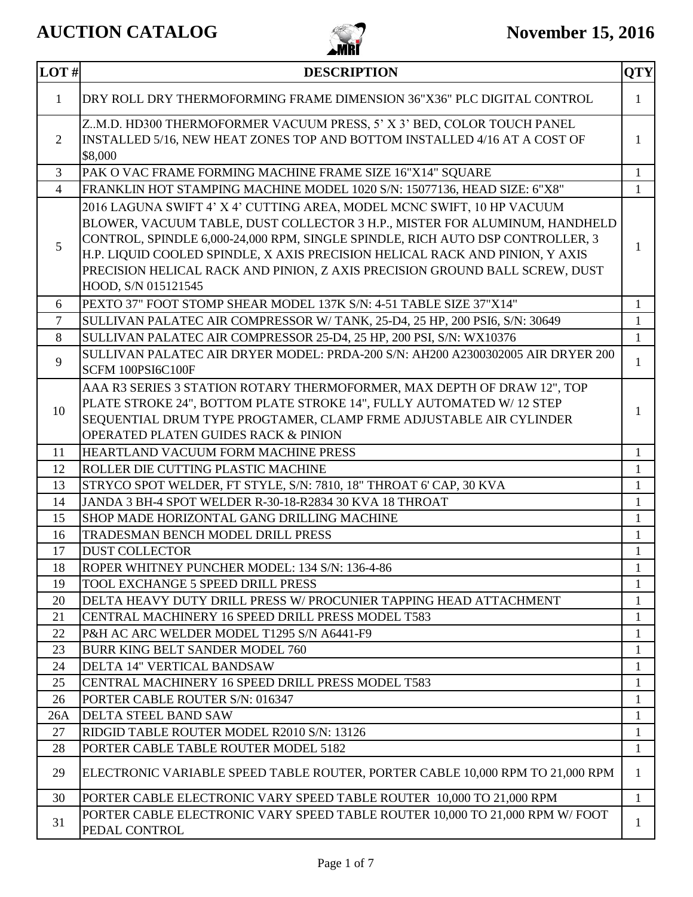# AUCTION CATALOG

**November 15, 2016**

| LOT # | DESCRIPTION | QTY |
|---|---|---|
| 1 | DRY ROLL DRY THERMOFORMING FRAME DIMENSION 36"X36" PLC DIGITAL CONTROL | 1 |
| 2 | Z..M.D. HD300 THERMOFORMER VACUUM PRESS, 5' X 3' BED, COLOR TOUCH PANEL INSTALLED 5/16, NEW HEAT ZONES TOP AND BOTTOM INSTALLED 4/16 AT A COST OF $8,000 | 1 |
| 3 | PAK O VAC FRAME FORMING MACHINE FRAME SIZE 16"X14" SQUARE | 1 |
| 4 | FRANKLIN HOT STAMPING MACHINE MODEL 1020 S/N: 15077136, HEAD SIZE: 6"X8" | 1 |
| 5 | 2016 LAGUNA SWIFT 4' X 4' CUTTING AREA, MODEL MCNC SWIFT, 10 HP VACUUM BLOWER, VACUUM TABLE, DUST COLLECTOR 3 H.P., MISTER FOR ALUMINUM, HANDHELD CONTROL, SPINDLE 6,000-24,000 RPM, SINGLE SPINDLE, RICH AUTO DSP CONTROLLER, 3 H.P. LIQUID COOLED SPINDLE, X AXIS PRECISION HELICAL RACK AND PINION, Y AXIS PRECISION HELICAL RACK AND PINION, Z AXIS PRECISION GROUND BALL SCREW, DUST HOOD, S/N 015121545 | 1 |
| 6 | PEXTO 37" FOOT STOMP SHEAR MODEL 137K S/N: 4-51 TABLE SIZE 37"X14" | 1 |
| 7 | SULLIVAN PALATEC AIR COMPRESSOR W/ TANK, 25-D4, 25 HP, 200 PSI6, S/N: 30649 | 1 |
| 8 | SULLIVAN PALATEC AIR COMPRESSOR 25-D4, 25 HP, 200 PSI, S/N: WX10376 | 1 |
| 9 | SULLIVAN PALATEC AIR DRYER MODEL: PRDA-200 S/N: AH200 A2300302005 AIR DRYER 200 SCFM 100PSI6C100F | 1 |
| 10 | AAA R3 SERIES 3 STATION ROTARY THERMOFORMER, MAX DEPTH OF DRAW 12", TOP PLATE STROKE 24", BOTTOM PLATE STROKE 14", FULLY AUTOMATED W/ 12 STEP SEQUENTIAL DRUM TYPE PROGTAMER, CLAMP FRME ADJUSTABLE AIR CYLINDER OPERATED PLATEN GUIDES RACK & PINION | 1 |
| 11 | HEARTLAND VACUUM FORM MACHINE PRESS | 1 |
| 12 | ROLLER DIE CUTTING PLASTIC MACHINE | 1 |
| 13 | STRYCO SPOT WELDER, FT STYLE, S/N: 7810, 18" THROAT 6' CAP, 30 KVA | 1 |
| 14 | JANDA 3 BH-4 SPOT WELDER R-30-18-R2834 30 KVA 18 THROAT | 1 |
| 15 | SHOP MADE HORIZONTAL GANG DRILLING MACHINE | 1 |
| 16 | TRADESMAN BENCH MODEL DRILL PRESS | 1 |
| 17 | DUST COLLECTOR | 1 |
| 18 | ROPER WHITNEY PUNCHER MODEL: 134 S/N: 136-4-86 | 1 |
| 19 | TOOL EXCHANGE 5 SPEED DRILL PRESS | 1 |
| 20 | DELTA HEAVY DUTY DRILL PRESS W/ PROCUNIER TAPPING HEAD ATTACHMENT | 1 |
| 21 | CENTRAL MACHINERY 16 SPEED DRILL PRESS MODEL T583 | 1 |
| 22 | P&H AC ARC WELDER MODEL T1295 S/N A6441-F9 | 1 |
| 23 | BURR KING BELT SANDER MODEL 760 | 1 |
| 24 | DELTA 14" VERTICAL BANDSAW | 1 |
| 25 | CENTRAL MACHINERY 16 SPEED DRILL PRESS MODEL T583 | 1 |
| 26 | PORTER CABLE ROUTER S/N: 016347 | 1 |
| 26A | DELTA STEEL BAND SAW | 1 |
| 27 | RIDGID TABLE ROUTER MODEL R2010 S/N: 13126 | 1 |
| 28 | PORTER CABLE TABLE ROUTER MODEL 5182 | 1 |
| 29 | ELECTRONIC VARIABLE SPEED TABLE ROUTER, PORTER CABLE 10,000 RPM TO 21,000 RPM | 1 |
| 30 | PORTER CABLE ELECTRONIC VARY SPEED TABLE ROUTER 10,000 TO 21,000 RPM | 1 |
| 31 | PORTER CABLE ELECTRONIC VARY SPEED TABLE ROUTER 10,000 TO 21,000 RPM W/ FOOT PEDAL CONTROL | 1 |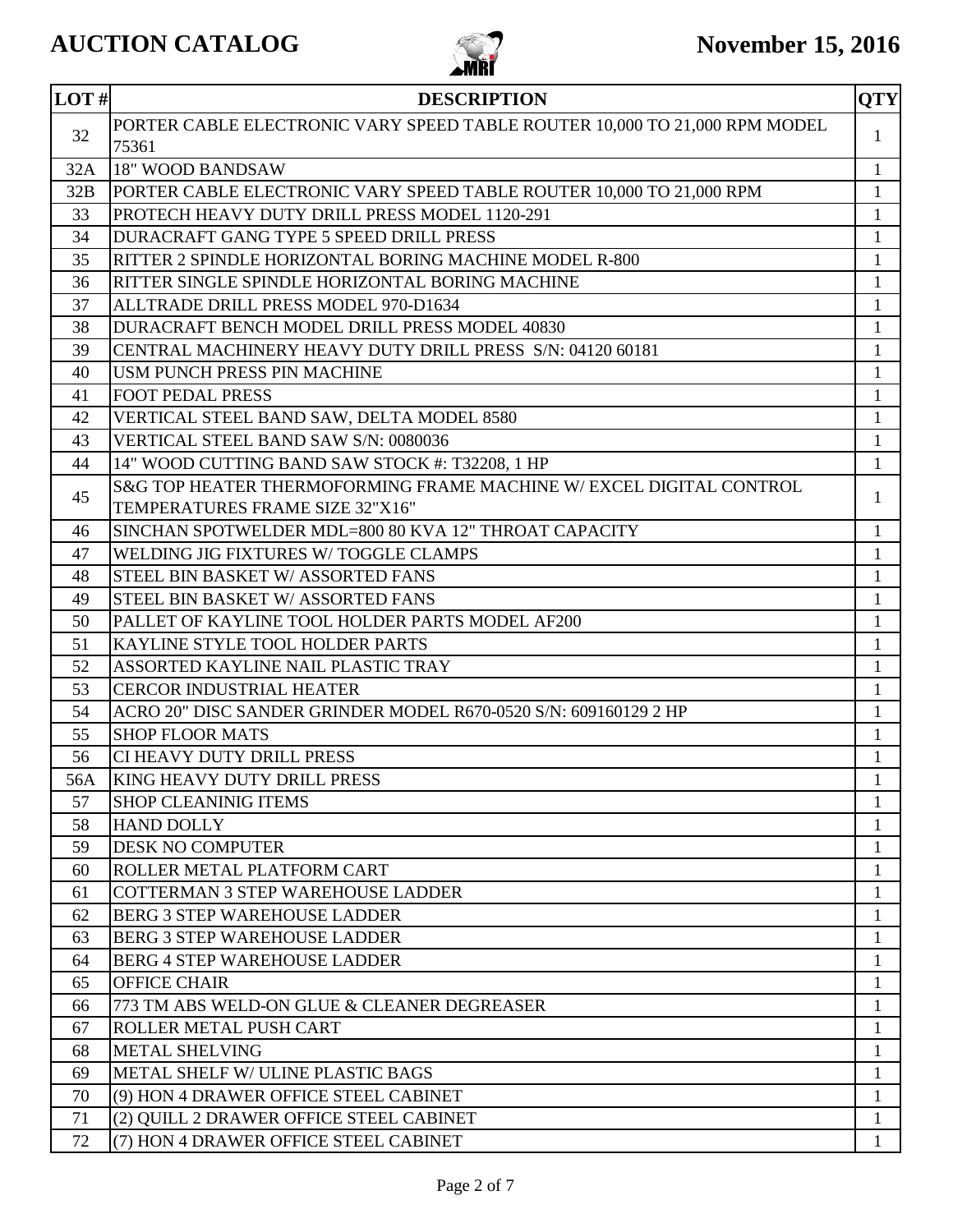# AUCTION CATALOG

**November 15, 2016**

| LOT # | DESCRIPTION | QTY |
|---|---|---|
| 32 | PORTER CABLE ELECTRONIC VARY SPEED TABLE ROUTER 10,000 TO 21,000 RPM MODEL 75361 | 1 |
| 32A | 18" WOOD BANDSAW | 1 |
| 32B | PORTER CABLE ELECTRONIC VARY SPEED TABLE ROUTER 10,000 TO 21,000 RPM | 1 |
| 33 | PROTECH HEAVY DUTY DRILL PRESS MODEL 1120-291 | 1 |
| 34 | DURACRAFT GANG TYPE 5 SPEED DRILL PRESS | 1 |
| 35 | RITTER 2 SPINDLE HORIZONTAL BORING MACHINE MODEL R-800 | 1 |
| 36 | RITTER SINGLE SPINDLE HORIZONTAL BORING MACHINE | 1 |
| 37 | ALLTRADE DRILL PRESS MODEL 970-D1634 | 1 |
| 38 | DURACRAFT BENCH MODEL DRILL PRESS MODEL 40830 | 1 |
| 39 | CENTRAL MACHINERY HEAVY DUTY DRILL PRESS S/N: 04120 60181 | 1 |
| 40 | USM PUNCH PRESS PIN MACHINE | 1 |
| 41 | FOOT PEDAL PRESS | 1 |
| 42 | VERTICAL STEEL BAND SAW, DELTA MODEL 8580 | 1 |
| 43 | VERTICAL STEEL BAND SAW S/N: 0080036 | 1 |
| 44 | 14" WOOD CUTTING BAND SAW STOCK #: T32208, 1 HP | 1 |
| 45 | S&G TOP HEATER THERMOFORMING FRAME MACHINE W/ EXCEL DIGITAL CONTROL TEMPERATURES FRAME SIZE 32"X16" | 1 |
| 46 | SINCHAN SPOTWELDER MDL=800 80 KVA 12" THROAT CAPACITY | 1 |
| 47 | WELDING JIG FIXTURES W/ TOGGLE CLAMPS | 1 |
| 48 | STEEL BIN BASKET W/ ASSORTED FANS | 1 |
| 49 | STEEL BIN BASKET W/ ASSORTED FANS | 1 |
| 50 | PALLET OF KAYLINE TOOL HOLDER PARTS MODEL AF200 | 1 |
| 51 | KAYLINE STYLE TOOL HOLDER PARTS | 1 |
| 52 | ASSORTED KAYLINE NAIL PLASTIC TRAY | 1 |
| 53 | CERCOR INDUSTRIAL HEATER | 1 |
| 54 | ACRO 20" DISC SANDER GRINDER MODEL R670-0520 S/N: 609160129 2 HP | 1 |
| 55 | SHOP FLOOR MATS | 1 |
| 56 | CI HEAVY DUTY DRILL PRESS | 1 |
| 56A | KING HEAVY DUTY DRILL PRESS | 1 |
| 57 | SHOP CLEANINIG ITEMS | 1 |
| 58 | HAND DOLLY | 1 |
| 59 | DESK NO COMPUTER | 1 |
| 60 | ROLLER METAL PLATFORM CART | 1 |
| 61 | COTTERMAN 3 STEP WAREHOUSE LADDER | 1 |
| 62 | BERG 3 STEP WAREHOUSE LADDER | 1 |
| 63 | BERG 3 STEP WAREHOUSE LADDER | 1 |
| 64 | BERG 4 STEP WAREHOUSE LADDER | 1 |
| 65 | OFFICE CHAIR | 1 |
| 66 | 773 TM ABS WELD-ON GLUE & CLEANER DEGREASER | 1 |
| 67 | ROLLER METAL PUSH CART | 1 |
| 68 | METAL SHELVING | 1 |
| 69 | METAL SHELF W/ ULINE PLASTIC BAGS | 1 |
| 70 | (9) HON 4 DRAWER OFFICE STEEL CABINET | 1 |
| 71 | (2) QUILL 2 DRAWER OFFICE STEEL CABINET | 1 |
| 72 | (7) HON 4 DRAWER OFFICE STEEL CABINET | 1 |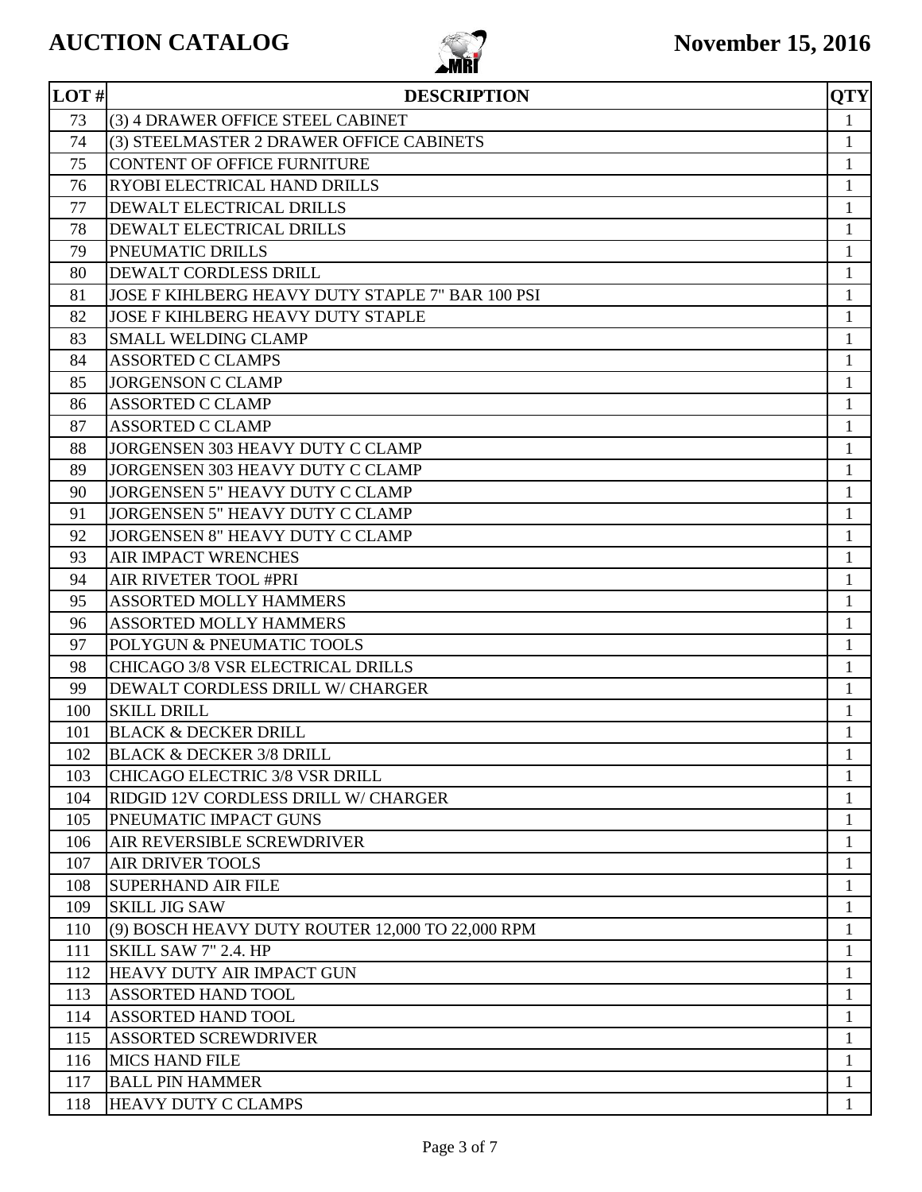# AUCTION CATALOG

**November 15, 2016**

| LOT # | DESCRIPTION | QTY |
|---|---|---|
| 73 | (3) 4 DRAWER OFFICE STEEL CABINET | 1 |
| 74 | (3) STEELMASTER 2 DRAWER OFFICE CABINETS | 1 |
| 75 | CONTENT OF OFFICE FURNITURE | 1 |
| 76 | RYOBI ELECTRICAL HAND DRILLS | 1 |
| 77 | DEWALT ELECTRICAL DRILLS | 1 |
| 78 | DEWALT ELECTRICAL DRILLS | 1 |
| 79 | PNEUMATIC DRILLS | 1 |
| 80 | DEWALT CORDLESS DRILL | 1 |
| 81 | JOSE F KIHLBERG HEAVY DUTY STAPLE 7" BAR 100 PSI | 1 |
| 82 | JOSE F KIHLBERG HEAVY DUTY STAPLE | 1 |
| 83 | SMALL WELDING CLAMP | 1 |
| 84 | ASSORTED C CLAMPS | 1 |
| 85 | JORGENSON C CLAMP | 1 |
| 86 | ASSORTED C CLAMP | 1 |
| 87 | ASSORTED C CLAMP | 1 |
| 88 | JORGENSEN 303 HEAVY DUTY C CLAMP | 1 |
| 89 | JORGENSEN 303 HEAVY DUTY C CLAMP | 1 |
| 90 | JORGENSEN 5" HEAVY DUTY C CLAMP | 1 |
| 91 | JORGENSEN 5" HEAVY DUTY C CLAMP | 1 |
| 92 | JORGENSEN 8" HEAVY DUTY C CLAMP | 1 |
| 93 | AIR IMPACT WRENCHES | 1 |
| 94 | AIR RIVETER TOOL #PRI | 1 |
| 95 | ASSORTED MOLLY HAMMERS | 1 |
| 96 | ASSORTED MOLLY HAMMERS | 1 |
| 97 | POLYGUN & PNEUMATIC TOOLS | 1 |
| 98 | CHICAGO 3/8 VSR ELECTRICAL DRILLS | 1 |
| 99 | DEWALT CORDLESS DRILL W/ CHARGER | 1 |
| 100 | SKILL DRILL | 1 |
| 101 | BLACK & DECKER DRILL | 1 |
| 102 | BLACK & DECKER 3/8 DRILL | 1 |
| 103 | CHICAGO ELECTRIC 3/8 VSR DRILL | 1 |
| 104 | RIDGID 12V CORDLESS DRILL W/ CHARGER | 1 |
| 105 | PNEUMATIC IMPACT GUNS | 1 |
| 106 | AIR REVERSIBLE SCREWDRIVER | 1 |
| 107 | AIR DRIVER TOOLS | 1 |
| 108 | SUPERHAND AIR FILE | 1 |
| 109 | SKILL JIG SAW | 1 |
| 110 | (9) BOSCH HEAVY DUTY ROUTER 12,000 TO 22,000 RPM | 1 |
| 111 | SKILL SAW 7" 2.4. HP | 1 |
| 112 | HEAVY DUTY AIR IMPACT GUN | 1 |
| 113 | ASSORTED HAND TOOL | 1 |
| 114 | ASSORTED HAND TOOL | 1 |
| 115 | ASSORTED SCREWDRIVER | 1 |
| 116 | MICS HAND FILE | 1 |
| 117 | BALL PIN HAMMER | 1 |
| 118 | HEAVY DUTY C CLAMPS | 1 |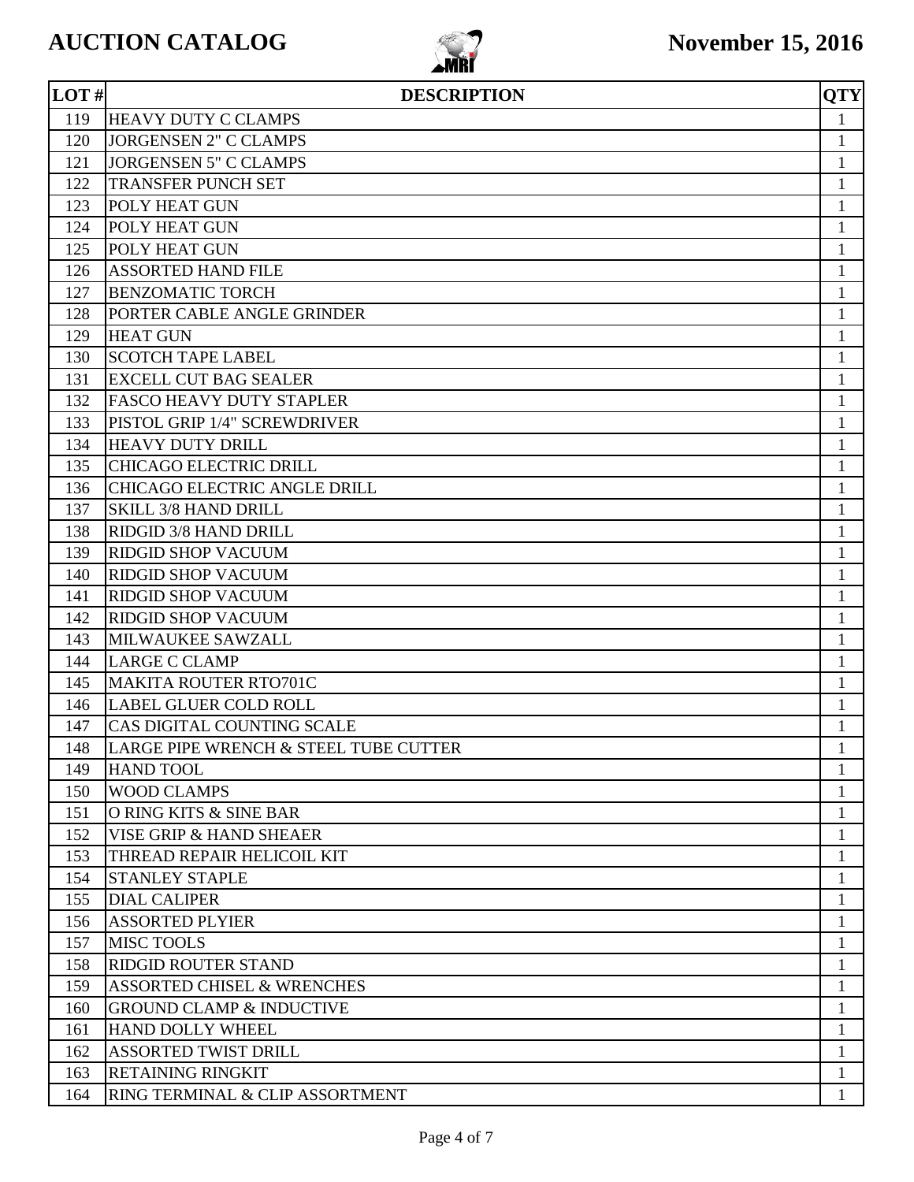# AUCTION CATALOG

**November 15, 2016**

| LOT # | DESCRIPTION | QTY |
|---|---|---|
| 119 | HEAVY DUTY C CLAMPS | 1 |
| 120 | JORGENSEN 2" C CLAMPS | 1 |
| 121 | JORGENSEN 5" C CLAMPS | 1 |
| 122 | TRANSFER PUNCH SET | 1 |
| 123 | POLY HEAT GUN | 1 |
| 124 | POLY HEAT GUN | 1 |
| 125 | POLY HEAT GUN | 1 |
| 126 | ASSORTED HAND FILE | 1 |
| 127 | BENZOMATIC TORCH | 1 |
| 128 | PORTER CABLE ANGLE GRINDER | 1 |
| 129 | HEAT GUN | 1 |
| 130 | SCOTCH TAPE LABEL | 1 |
| 131 | EXCELL CUT BAG SEALER | 1 |
| 132 | FASCO HEAVY DUTY STAPLER | 1 |
| 133 | PISTOL GRIP 1/4" SCREWDRIVER | 1 |
| 134 | HEAVY DUTY DRILL | 1 |
| 135 | CHICAGO ELECTRIC DRILL | 1 |
| 136 | CHICAGO ELECTRIC ANGLE DRILL | 1 |
| 137 | SKILL 3/8 HAND DRILL | 1 |
| 138 | RIDGID 3/8 HAND DRILL | 1 |
| 139 | RIDGID SHOP VACUUM | 1 |
| 140 | RIDGID SHOP VACUUM | 1 |
| 141 | RIDGID SHOP VACUUM | 1 |
| 142 | RIDGID SHOP VACUUM | 1 |
| 143 | MILWAUKEE SAWZALL | 1 |
| 144 | LARGE C CLAMP | 1 |
| 145 | MAKITA ROUTER RTO701C | 1 |
| 146 | LABEL GLUER COLD ROLL | 1 |
| 147 | CAS DIGITAL COUNTING SCALE | 1 |
| 148 | LARGE PIPE WRENCH & STEEL TUBE CUTTER | 1 |
| 149 | HAND TOOL | 1 |
| 150 | WOOD CLAMPS | 1 |
| 151 | O RING KITS & SINE BAR | 1 |
| 152 | VISE GRIP & HAND SHEAER | 1 |
| 153 | THREAD REPAIR HELICOIL KIT | 1 |
| 154 | STANLEY STAPLE | 1 |
| 155 | DIAL CALIPER | 1 |
| 156 | ASSORTED PLYIER | 1 |
| 157 | MISC TOOLS | 1 |
| 158 | RIDGID ROUTER STAND | 1 |
| 159 | ASSORTED CHISEL & WRENCHES | 1 |
| 160 | GROUND CLAMP & INDUCTIVE | 1 |
| 161 | HAND DOLLY WHEEL | 1 |
| 162 | ASSORTED TWIST DRILL | 1 |
| 163 | RETAINING RINGKIT | 1 |
| 164 | RING TERMINAL & CLIP ASSORTMENT | 1 |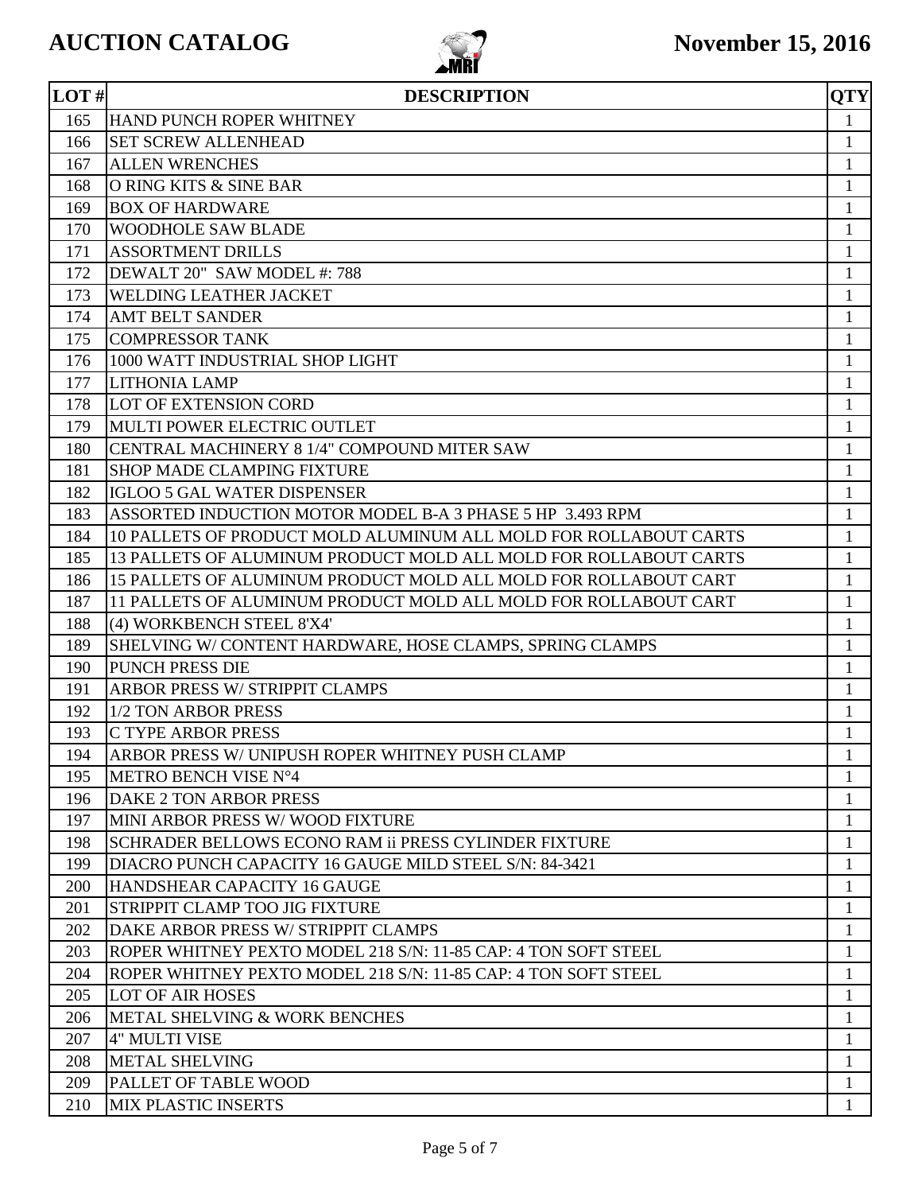# AUCTION CATALOG

**November 15, 2016**

| LOT # | DESCRIPTION | QTY |
|---|---|---|
| 165 | HAND PUNCH ROPER WHITNEY | 1 |
| 166 | SET SCREW ALLENHEAD | 1 |
| 167 | ALLEN WRENCHES | 1 |
| 168 | O RING KITS & SINE BAR | 1 |
| 169 | BOX OF HARDWARE | 1 |
| 170 | WOODHOLE SAW BLADE | 1 |
| 171 | ASSORTMENT DRILLS | 1 |
| 172 | DEWALT 20" SAW MODEL #: 788 | 1 |
| 173 | WELDING LEATHER JACKET | 1 |
| 174 | AMT BELT SANDER | 1 |
| 175 | COMPRESSOR TANK | 1 |
| 176 | 1000 WATT INDUSTRIAL SHOP LIGHT | 1 |
| 177 | LITHONIA LAMP | 1 |
| 178 | LOT OF EXTENSION CORD | 1 |
| 179 | MULTI POWER ELECTRIC OUTLET | 1 |
| 180 | CENTRAL MACHINERY 8 1/4" COMPOUND MITER SAW | 1 |
| 181 | SHOP MADE CLAMPING FIXTURE | 1 |
| 182 | IGLOO 5 GAL WATER DISPENSER | 1 |
| 183 | ASSORTED INDUCTION MOTOR MODEL B-A 3 PHASE 5 HP 3.493 RPM | 1 |
| 184 | 10 PALLETS OF PRODUCT MOLD ALUMINUM ALL MOLD FOR ROLLABOUT CARTS | 1 |
| 185 | 13 PALLETS OF ALUMINUM PRODUCT MOLD ALL MOLD FOR ROLLABOUT CARTS | 1 |
| 186 | 15 PALLETS OF ALUMINUM PRODUCT MOLD ALL MOLD FOR ROLLABOUT CART | 1 |
| 187 | 11 PALLETS OF ALUMINUM PRODUCT MOLD ALL MOLD FOR ROLLABOUT CART | 1 |
| 188 | (4) WORKBENCH STEEL 8'X4' | 1 |
| 189 | SHELVING W/ CONTENT HARDWARE, HOSE CLAMPS, SPRING CLAMPS | 1 |
| 190 | PUNCH PRESS DIE | 1 |
| 191 | ARBOR PRESS W/ STRIPPIT CLAMPS | 1 |
| 192 | 1/2 TON ARBOR PRESS | 1 |
| 193 | C TYPE ARBOR PRESS | 1 |
| 194 | ARBOR PRESS W/ UNIPUSH ROPER WHITNEY PUSH CLAMP | 1 |
| 195 | METRO BENCH VISE N°4 | 1 |
| 196 | DAKE 2 TON ARBOR PRESS | 1 |
| 197 | MINI ARBOR PRESS W/ WOOD FIXTURE | 1 |
| 198 | SCHRADER BELLOWS ECONO RAM ii PRESS CYLINDER FIXTURE | 1 |
| 199 | DIACRO PUNCH CAPACITY 16 GAUGE MILD STEEL S/N: 84-3421 | 1 |
| 200 | HANDSHEAR CAPACITY 16 GAUGE | 1 |
| 201 | STRIPPIT CLAMP TOO JIG FIXTURE | 1 |
| 202 | DAKE ARBOR PRESS W/ STRIPPIT CLAMPS | 1 |
| 203 | ROPER WHITNEY PEXTO MODEL 218 S/N: 11-85 CAP: 4 TON SOFT STEEL | 1 |
| 204 | ROPER WHITNEY PEXTO MODEL 218 S/N: 11-85 CAP: 4 TON SOFT STEEL | 1 |
| 205 | LOT OF AIR HOSES | 1 |
| 206 | METAL SHELVING & WORK BENCHES | 1 |
| 207 | 4" MULTI VISE | 1 |
| 208 | METAL SHELVING | 1 |
| 209 | PALLET OF TABLE WOOD | 1 |
| 210 | MIX PLASTIC INSERTS | 1 |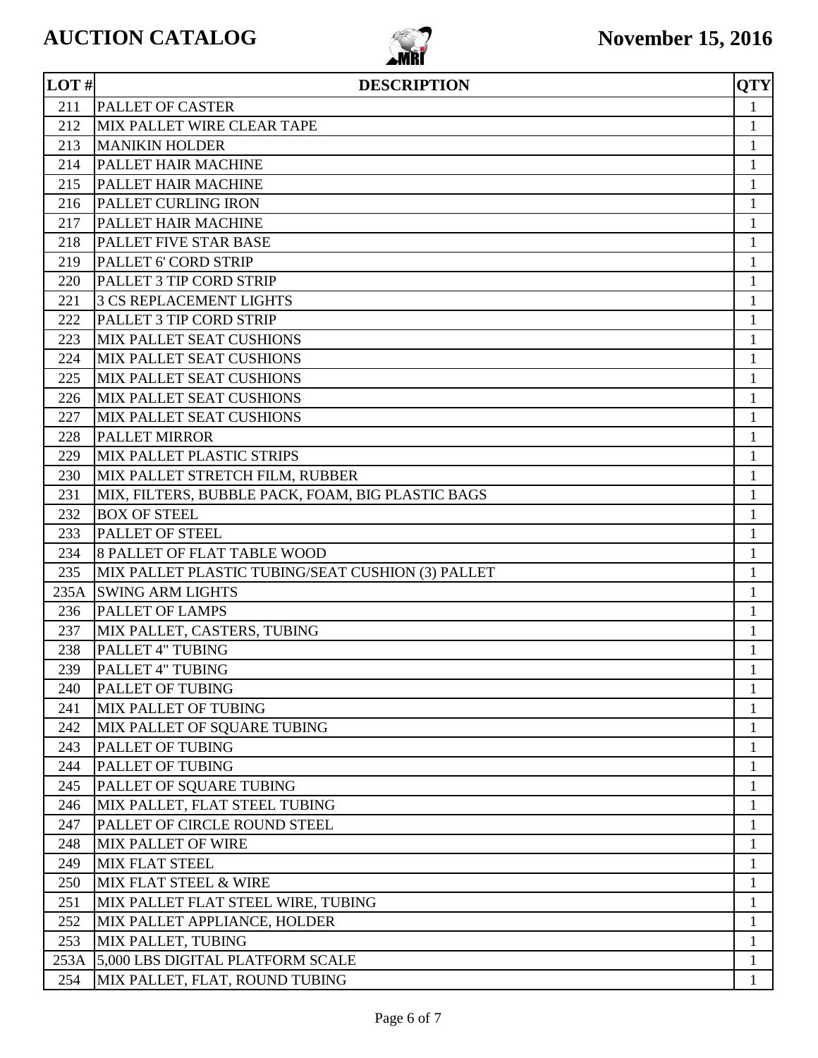| LOT # | DESCRIPTION | QTY |
| --- | --- | --- |
| 211 | PALLET OF CASTER | 1 |
| 212 | MIX PALLET WIRE CLEAR TAPE | 1 |
| 213 | MANIKIN HOLDER | 1 |
| 214 | PALLET HAIR MACHINE | 1 |
| 215 | PALLET HAIR MACHINE | 1 |
| 216 | PALLET CURLING IRON | 1 |
| 217 | PALLET HAIR MACHINE | 1 |
| 218 | PALLET FIVE STAR BASE | 1 |
| 219 | PALLET 6' CORD STRIP | 1 |
| 220 | PALLET 3 TIP CORD STRIP | 1 |
| 221 | 3 CS REPLACEMENT LIGHTS | 1 |
| 222 | PALLET 3 TIP CORD STRIP | 1 |
| 223 | MIX PALLET SEAT CUSHIONS | 1 |
| 224 | MIX PALLET SEAT CUSHIONS | 1 |
| 225 | MIX PALLET SEAT CUSHIONS | 1 |
| 226 | MIX PALLET SEAT CUSHIONS | 1 |
| 227 | MIX PALLET SEAT CUSHIONS | 1 |
| 228 | PALLET MIRROR | 1 |
| 229 | MIX PALLET PLASTIC STRIPS | 1 |
| 230 | MIX PALLET STRETCH FILM, RUBBER | 1 |
| 231 | MIX, FILTERS, BUBBLE PACK, FOAM, BIG PLASTIC BAGS | 1 |
| 232 | BOX OF STEEL | 1 |
| 233 | PALLET OF STEEL | 1 |
| 234 | 8 PALLET OF FLAT TABLE WOOD | 1 |
| 235 | MIX PALLET PLASTIC TUBING/SEAT CUSHION (3) PALLET | 1 |
| 235A | SWING ARM LIGHTS | 1 |
| 236 | PALLET OF LAMPS | 1 |
| 237 | MIX PALLET, CASTERS, TUBING | 1 |
| 238 | PALLET 4" TUBING | 1 |
| 239 | PALLET 4" TUBING | 1 |
| 240 | PALLET OF TUBING | 1 |
| 241 | MIX PALLET OF TUBING | 1 |
| 242 | MIX PALLET OF SQUARE TUBING | 1 |
| 243 | PALLET OF TUBING | 1 |
| 244 | PALLET OF TUBING | 1 |
| 245 | PALLET OF SQUARE TUBING | 1 |
| 246 | MIX PALLET, FLAT STEEL TUBING | 1 |
| 247 | PALLET OF CIRCLE ROUND STEEL | 1 |
| 248 | MIX PALLET OF WIRE | 1 |
| 249 | MIX FLAT STEEL | 1 |
| 250 | MIX FLAT STEEL & WIRE | 1 |
| 251 | MIX PALLET FLAT STEEL WIRE, TUBING | 1 |
| 252 | MIX PALLET APPLIANCE, HOLDER | 1 |
| 253 | MIX PALLET, TUBING | 1 |
| 253A | 5,000 LBS DIGITAL PLATFORM SCALE | 1 |
| 254 | MIX PALLET, FLAT, ROUND TUBING | 1 |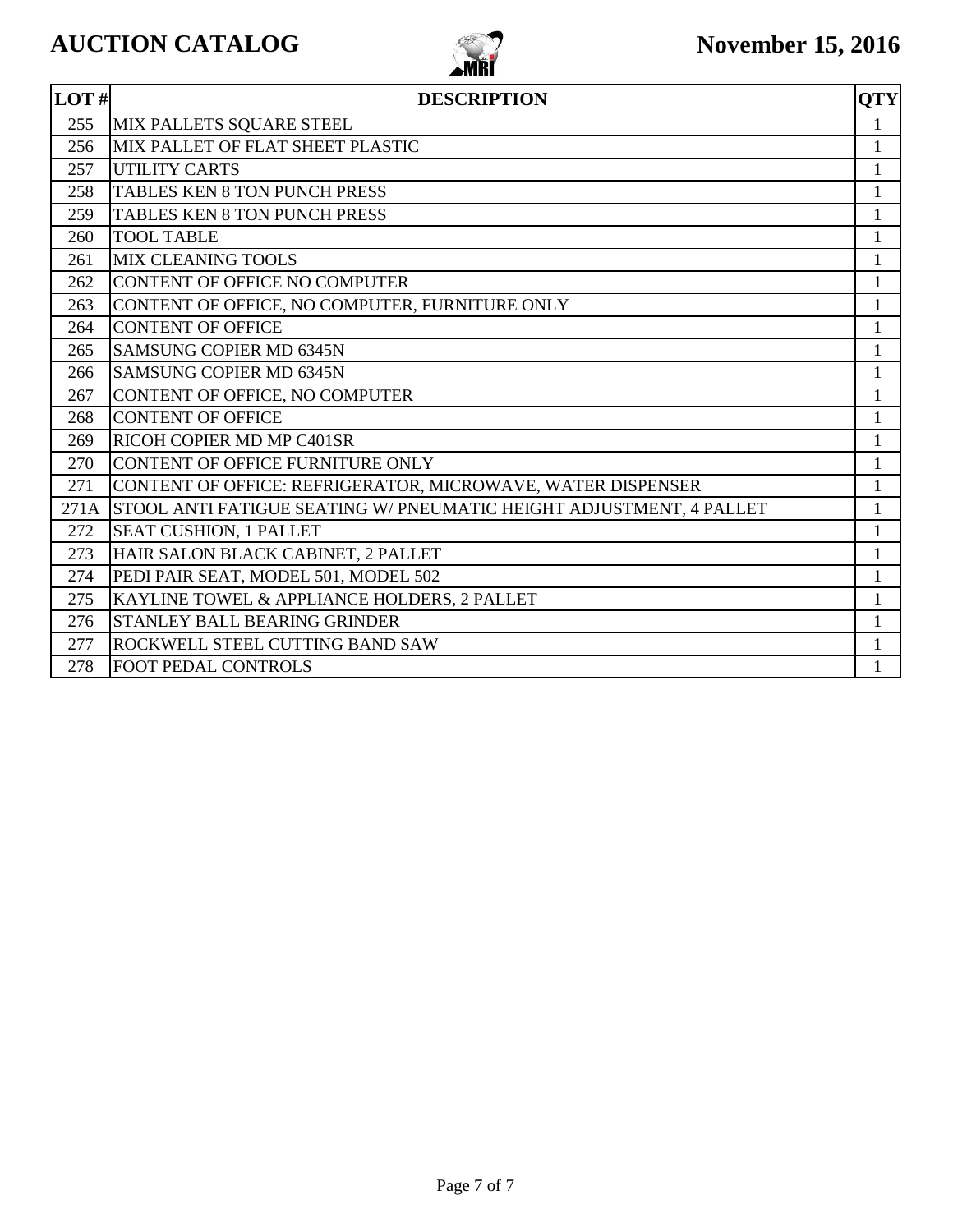# AUCTION CATALOG

**November 15, 2016**

| LOT # | DESCRIPTION | QTY |
|---|---|---|
| 255 | MIX PALLETS SQUARE STEEL | 1 |
| 256 | MIX PALLET OF FLAT SHEET PLASTIC | 1 |
| 257 | UTILITY CARTS | 1 |
| 258 | TABLES KEN 8 TON PUNCH PRESS | 1 |
| 259 | TABLES KEN 8 TON PUNCH PRESS | 1 |
| 260 | TOOL TABLE | 1 |
| 261 | MIX CLEANING TOOLS | 1 |
| 262 | CONTENT OF OFFICE NO COMPUTER | 1 |
| 263 | CONTENT OF OFFICE, NO COMPUTER, FURNITURE ONLY | 1 |
| 264 | CONTENT OF OFFICE | 1 |
| 265 | SAMSUNG COPIER MD 6345N | 1 |
| 266 | SAMSUNG COPIER MD 6345N | 1 |
| 267 | CONTENT OF OFFICE, NO COMPUTER | 1 |
| 268 | CONTENT OF OFFICE | 1 |
| 269 | RICOH COPIER MD MP C401SR | 1 |
| 270 | CONTENT OF OFFICE FURNITURE ONLY | 1 |
| 271 | CONTENT OF OFFICE: REFRIGERATOR, MICROWAVE, WATER DISPENSER | 1 |
| 271A | STOOL ANTI FATIGUE SEATING W/ PNEUMATIC HEIGHT ADJUSTMENT, 4 PALLET | 1 |
| 272 | SEAT CUSHION, 1 PALLET | 1 |
| 273 | HAIR SALON BLACK CABINET, 2 PALLET | 1 |
| 274 | PEDI PAIR SEAT, MODEL 501, MODEL 502 | 1 |
| 275 | KAYLINE TOWEL & APPLIANCE HOLDERS, 2 PALLET | 1 |
| 276 | STANLEY BALL BEARING GRINDER | 1 |
| 277 | ROCKWELL STEEL CUTTING BAND SAW | 1 |
| 278 | FOOT PEDAL CONTROLS | 1 |